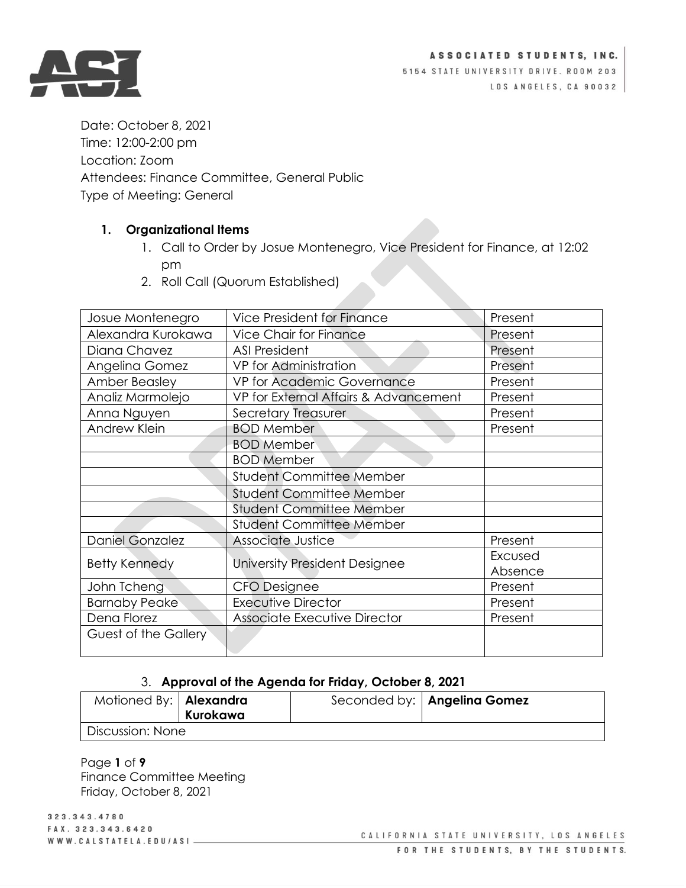Date: October 8, 2021
Time: 12:00-2:00 pm
Location: Zoom
Attendees: Finance Committee, General Public
Type of Meeting: General

1. **Organizational Items**
    1. Call to Order by Josue Montenegro, Vice President for Finance, at 12:02 pm
    2. Roll Call (Quorum Established)

| | | |
|---|---|---|
| Josue Montenegro | Vice President for Finance | Present |
| Alexandra Kurokawa | Vice Chair for Finance | Present |
| Diana Chavez | ASI President | Present |
| Angelina Gomez | VP for Administration | Present |
| Amber Beasley | VP for Academic Governance | Present |
| Analiz Marmolejo | VP for External Affairs & Advancement | Present |
| Anna Nguyen | Secretary Treasurer | Present |
| Andrew Klein | BOD Member | Present |
| | BOD Member | |
| | BOD Member | |
| | Student Committee Member | |
| | Student Committee Member | |
| | Student Committee Member | |
| | Student Committee Member | |
| Daniel Gonzalez | Associate Justice | Present |
| Betty Kennedy | University President Designee | Excused Absence |
| John Tcheng | CFO Designee | Present |
| Barnaby Peake | Executive Director | Present |
| Dena Florez | Associate Executive Director | Present |
| Guest of the Gallery | | |

3. **Approval of the Agenda for Friday, October 8, 2021**

| Motioned By: | **Alexandra Kurokawa** | Seconded by: | **Angelina Gomez** |
|---|---|---|---|
| Discussion: None | | | |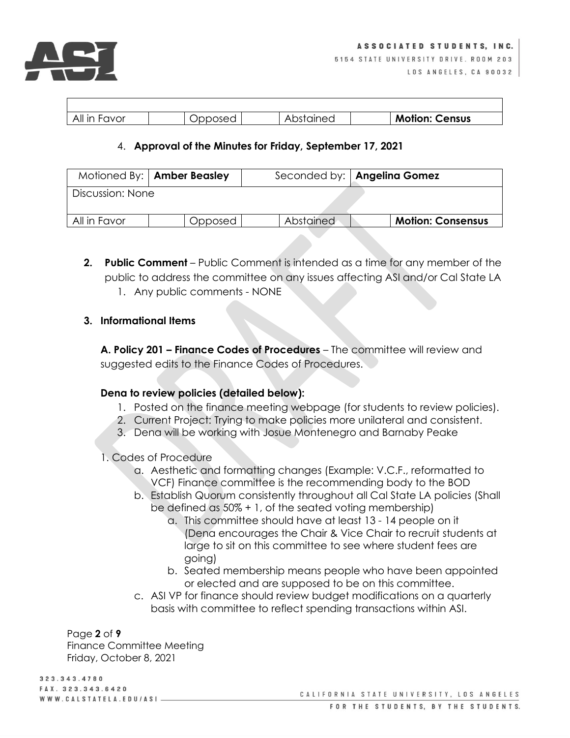| | | | | | | |
|---|---|---|---|---|---|---|
| All in Favor | | Opposed | | Abstained | | **Motion: Census** |

4. **Approval of the Minutes for Friday, September 17, 2021**

| Motioned By: | **Amber Beasley** | | Seconded by: | **Angelina Gomez** | | |
|---|---|---|---|---|---|---|
| Discussion: None | | | | | | |
| All in Favor | | Opposed | | Abstained | | **Motion: Consensus** |

**2. Public Comment** – Public Comment is intended as a time for any member of the public to address the committee on any issues affecting ASI and/or Cal State LA

1. Any public comments - NONE

**3. Informational Items**

**A. Policy 201 – Finance Codes of Procedures** – The committee will review and suggested edits to the Finance Codes of Procedures.

**Dena to review policies (detailed below):**

1. Posted on the finance meeting webpage (for students to review policies).
2. Current Project: Trying to make policies more unilateral and consistent.
3. Dena will be working with Josue Montenegro and Barnaby Peake

1. Codes of Procedure
   a. Aesthetic and formatting changes (Example: V.C.F., reformatted to VCF) Finance committee is the recommending body to the BOD
   b. Establish Quorum consistently throughout all Cal State LA policies (Shall be defined as 50% + 1, of the seated voting membership)
      a. This committee should have at least 13 - 14 people on it (Dena encourages the Chair & Vice Chair to recruit students at large to sit on this committee to see where student fees are going)
      b. Seated membership means people who have been appointed or elected and are supposed to be on this committee.
   c. ASI VP for finance should review budget modifications on a quarterly basis with committee to reflect spending transactions within ASI.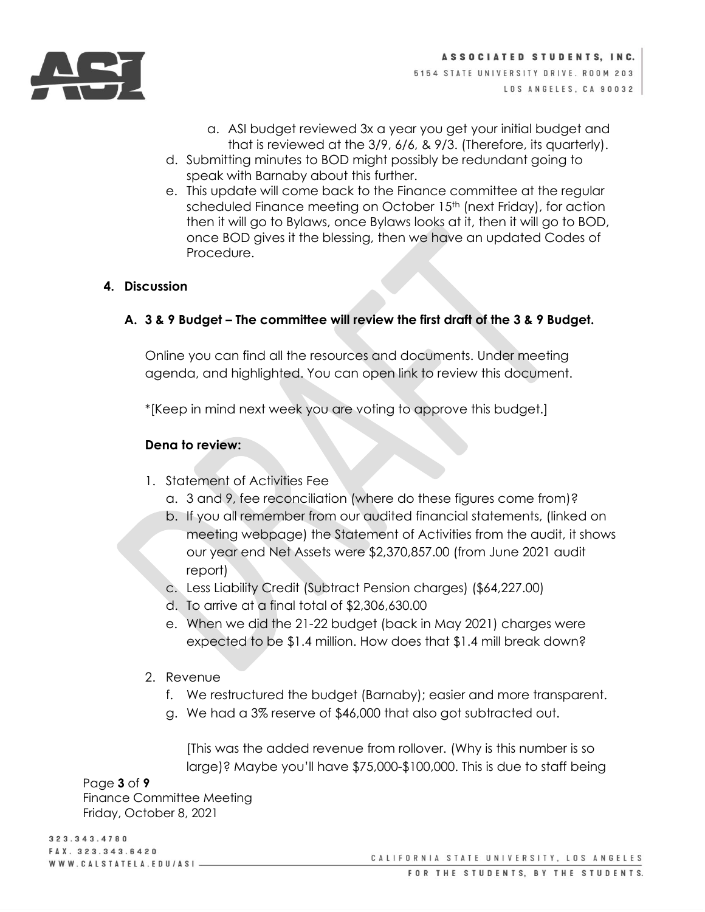a. ASI budget reviewed 3x a year you get your initial budget and that is reviewed at the 3/9, 6/6, & 9/3. (Therefore, its quarterly).

d. Submitting minutes to BOD might possibly be redundant going to speak with Barnaby about this further.

e. This update will come back to the Finance committee at the regular scheduled Finance meeting on October 15th (next Friday), for action then it will go to Bylaws, once Bylaws looks at it, then it will go to BOD, once BOD gives it the blessing, then we have an updated Codes of Procedure.

**4. Discussion**

**A. 3 & 9 Budget – The committee will review the first draft of the 3 & 9 Budget.**

Online you can find all the resources and documents. Under meeting agenda, and highlighted. You can open link to review this document.

*[Keep in mind next week you are voting to approve this budget.]

**Dena to review:**

1. Statement of Activities Fee
   a. 3 and 9, fee reconciliation (where do these figures come from)?
   b. If you all remember from our audited financial statements, (linked on meeting webpage) the Statement of Activities from the audit, it shows our year end Net Assets were $2,370,857.00 (from June 2021 audit report)
   c. Less Liability Credit (Subtract Pension charges) ($64,227.00)
   d. To arrive at a final total of $2,306,630.00
   e. When we did the 21-22 budget (back in May 2021) charges were expected to be $1.4 million. How does that $1.4 mill break down?

2. Revenue
   f. We restructured the budget (Barnaby); easier and more transparent.
   g. We had a 3% reserve of $46,000 that also got subtracted out.

   [This was the added revenue from rollover. (Why is this number is so large)? Maybe you'll have $75,000-$100,000. This is due to staff being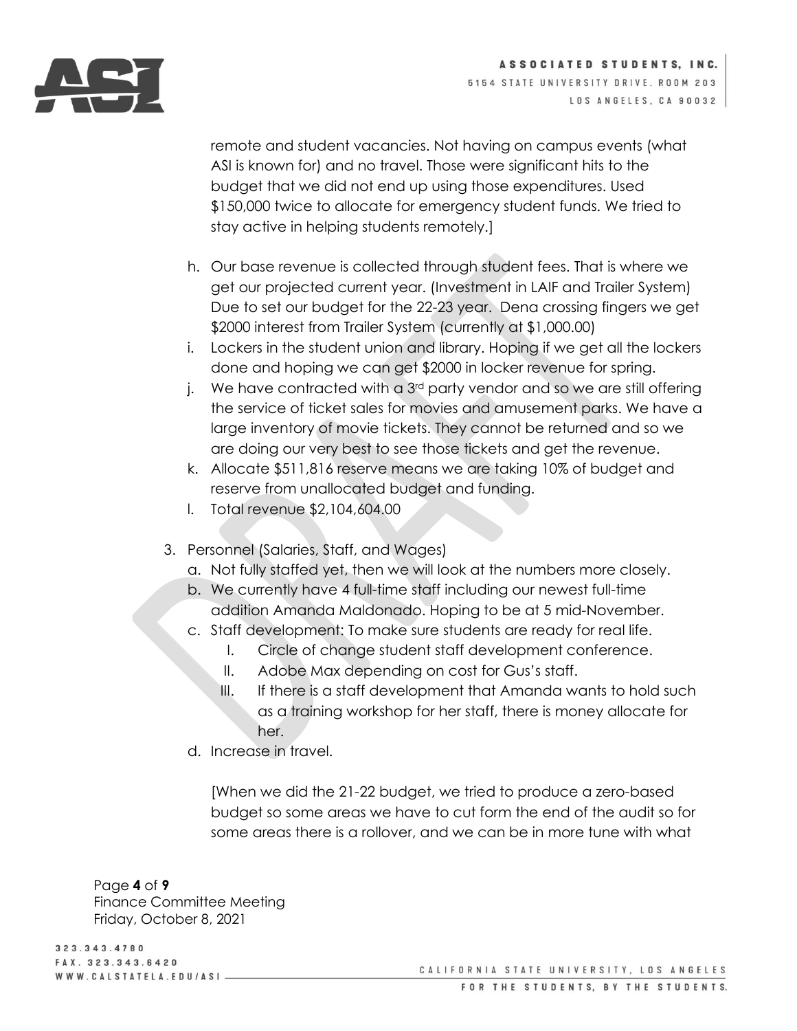remote and student vacancies. Not having on campus events (what ASI is known for) and no travel. Those were significant hits to the budget that we did not end up using those expenditures. Used $150,000 twice to allocate for emergency student funds. We tried to stay active in helping students remotely.]

h. Our base revenue is collected through student fees. That is where we get our projected current year. (Investment in LAIF and Trailer System) Due to set our budget for the 22-23 year. Dena crossing fingers we get $2000 interest from Trailer System (currently at $1,000.00)
i. Lockers in the student union and library. Hoping if we get all the lockers done and hoping we can get $2000 in locker revenue for spring.
j. We have contracted with a 3rd party vendor and so we are still offering the service of ticket sales for movies and amusement parks. We have a large inventory of movie tickets. They cannot be returned and so we are doing our very best to see those tickets and get the revenue.
k. Allocate $511,816 reserve means we are taking 10% of budget and reserve from unallocated budget and funding.
l. Total revenue $2,104,604.00

3. Personnel (Salaries, Staff, and Wages)
   a. Not fully staffed yet, then we will look at the numbers more closely.
   b. We currently have 4 full-time staff including our newest full-time addition Amanda Maldonado. Hoping to be at 5 mid-November.
   c. Staff development: To make sure students are ready for real life.
      I. Circle of change student staff development conference.
      II. Adobe Max depending on cost for Gus's staff.
      III. If there is a staff development that Amanda wants to hold such as a training workshop for her staff, there is money allocate for her.
   d. Increase in travel.

   [When we did the 21-22 budget, we tried to produce a zero-based budget so some areas we have to cut form the end of the audit so for some areas there is a rollover, and we can be in more tune with what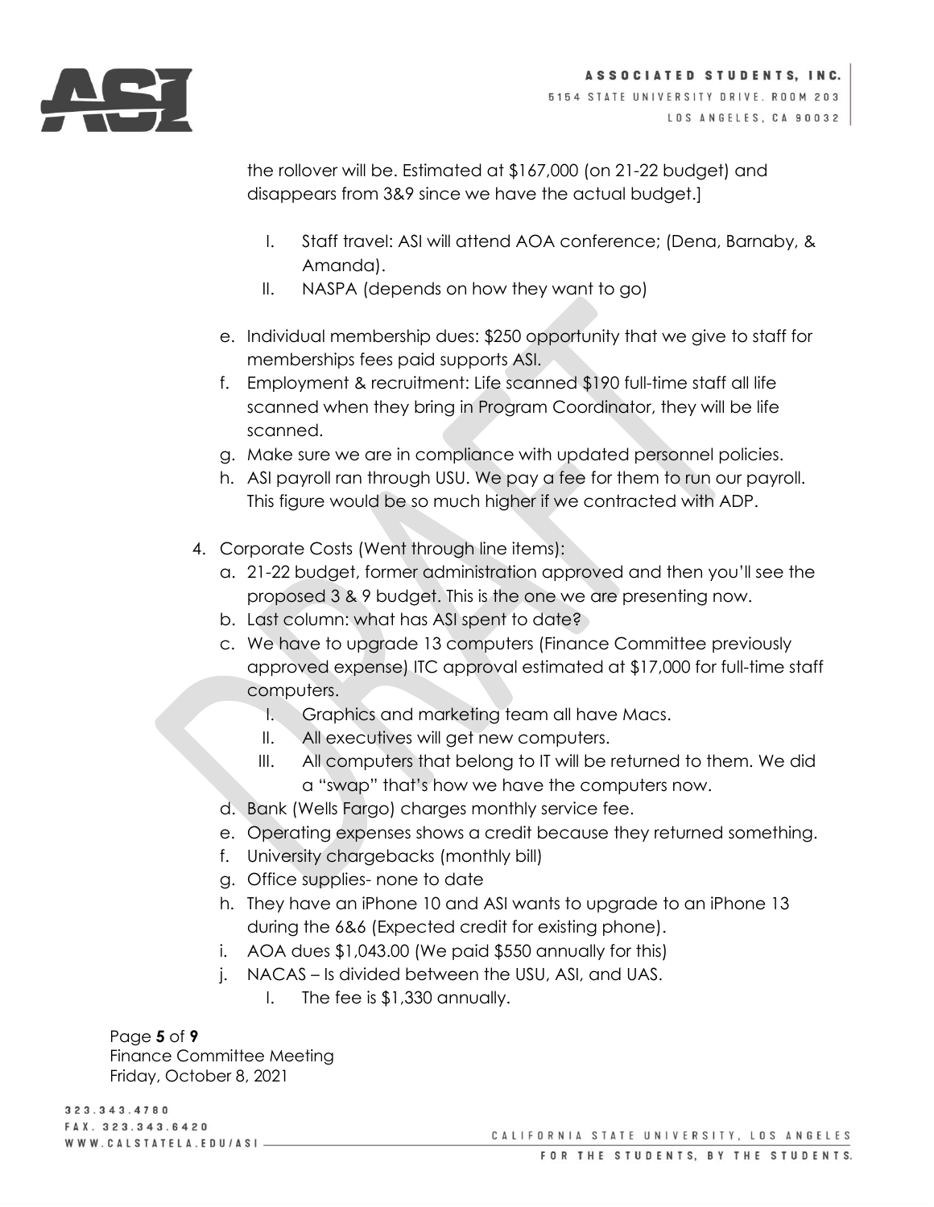the rollover will be. Estimated at $167,000 (on 21-22 budget) and disappears from 3&9 since we have the actual budget.]

   I. Staff travel: ASI will attend AOA conference; (Dena, Barnaby, & Amanda).
   II. NASPA (depends on how they want to go)

e. Individual membership dues: $250 opportunity that we give to staff for memberships fees paid supports ASI.
f. Employment & recruitment: Life scanned $190 full-time staff all life scanned when they bring in Program Coordinator, they will be life scanned.
g. Make sure we are in compliance with updated personnel policies.
h. ASI payroll ran through USU. We pay a fee for them to run our payroll. This figure would be so much higher if we contracted with ADP.

4. Corporate Costs (Went through line items):
   a. 21-22 budget, former administration approved and then you'll see the proposed 3 & 9 budget. This is the one we are presenting now.
   b. Last column: what has ASI spent to date?
   c. We have to upgrade 13 computers (Finance Committee previously approved expense) ITC approval estimated at $17,000 for full-time staff computers.
      I. Graphics and marketing team all have Macs.
      II. All executives will get new computers.
      III. All computers that belong to IT will be returned to them. We did a "swap" that's how we have the computers now.
   d. Bank (Wells Fargo) charges monthly service fee.
   e. Operating expenses shows a credit because they returned something.
   f. University chargebacks (monthly bill)
   g. Office supplies- none to date
   h. They have an iPhone 10 and ASI wants to upgrade to an iPhone 13 during the 6&6 (Expected credit for existing phone).
   i. AOA dues $1,043.00 (We paid $550 annually for this)
   j. NACAS – Is divided between the USU, ASI, and UAS.
      I. The fee is $1,330 annually.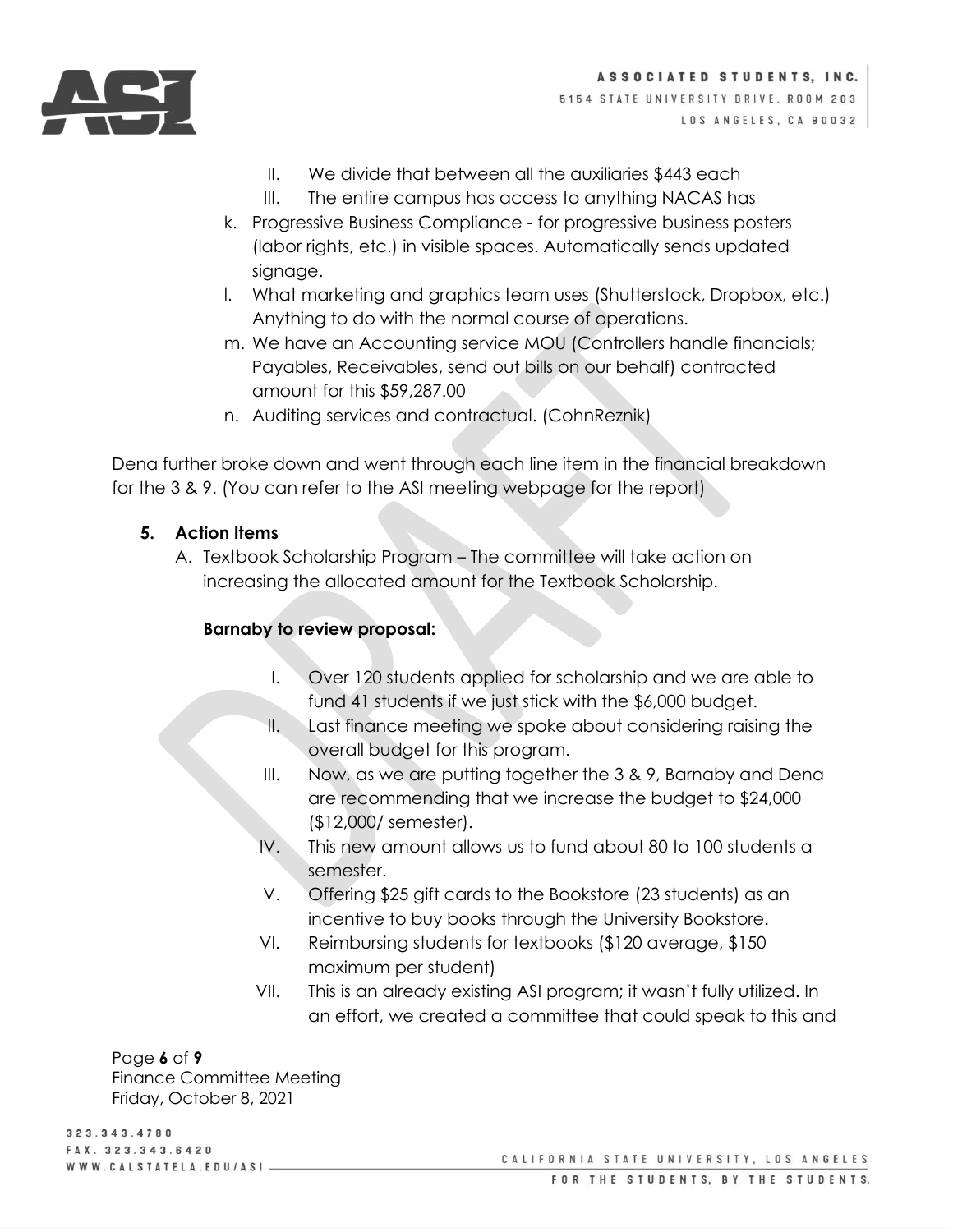II. We divide that between all the auxiliaries $443 each
III. The entire campus has access to anything NACAS has

k. Progressive Business Compliance - for progressive business posters (labor rights, etc.) in visible spaces. Automatically sends updated signage.
l. What marketing and graphics team uses (Shutterstock, Dropbox, etc.) Anything to do with the normal course of operations.
m. We have an Accounting service MOU (Controllers handle financials; Payables, Receivables, send out bills on our behalf) contracted amount for this $59,287.00
n. Auditing services and contractual. (CohnReznik)

Dena further broke down and went through each line item in the financial breakdown for the 3 & 9. (You can refer to the ASI meeting webpage for the report)

**5. Action Items**

A. Textbook Scholarship Program – The committee will take action on increasing the allocated amount for the Textbook Scholarship.

**Barnaby to review proposal:**

I. Over 120 students applied for scholarship and we are able to fund 41 students if we just stick with the $6,000 budget.
II. Last finance meeting we spoke about considering raising the overall budget for this program.
III. Now, as we are putting together the 3 & 9, Barnaby and Dena are recommending that we increase the budget to $24,000 ($12,000/ semester).
IV. This new amount allows us to fund about 80 to 100 students a semester.
V. Offering $25 gift cards to the Bookstore (23 students) as an incentive to buy books through the University Bookstore.
VI. Reimbursing students for textbooks ($120 average, $150 maximum per student)
VII. This is an already existing ASI program; it wasn't fully utilized. In an effort, we created a committee that could speak to this and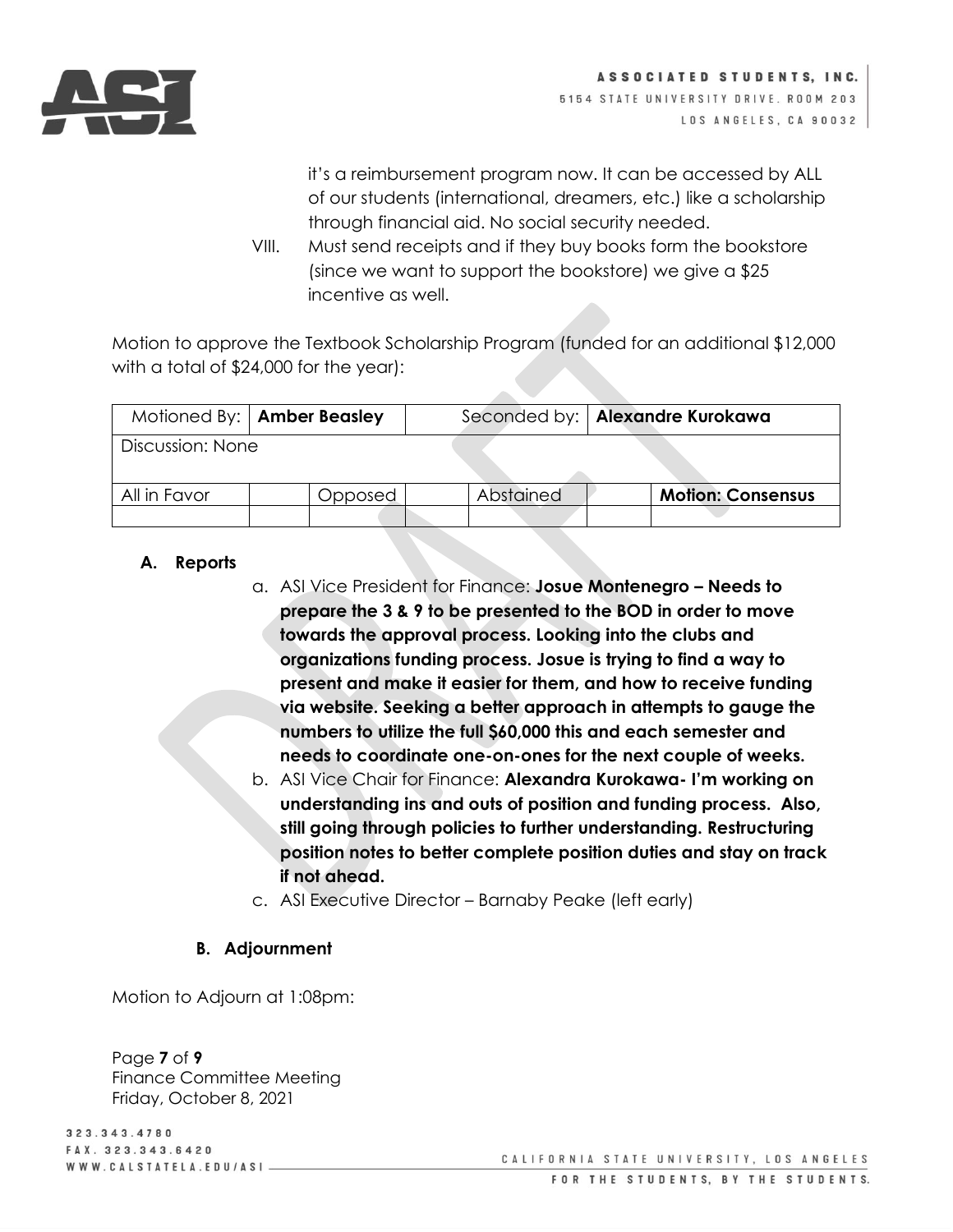it's a reimbursement program now. It can be accessed by ALL of our students (international, dreamers, etc.) like a scholarship through financial aid. No social security needed.

VIII. Must send receipts and if they buy books form the bookstore (since we want to support the bookstore) we give a $25 incentive as well.

Motion to approve the Textbook Scholarship Program (funded for an additional $12,000 with a total of $24,000 for the year):

| Motioned By: | **Amber Beasley** | | Seconded by: | **Alexandre Kurokawa** | |
|---|---|---|---|---|---|
| Discussion: None | | | | | |
| All in Favor | | Opposed | | Abstained | **Motion: Consensus** |
| | | | | | |

### A. Reports

a. ASI Vice President for Finance: **Josue Montenegro – Needs to prepare the 3 & 9 to be presented to the BOD in order to move towards the approval process. Looking into the clubs and organizations funding process. Josue is trying to find a way to present and make it easier for them, and how to receive funding via website. Seeking a better approach in attempts to gauge the numbers to utilize the full $60,000 this and each semester and needs to coordinate one-on-ones for the next couple of weeks.**

b. ASI Vice Chair for Finance: **Alexandra Kurokawa- I'm working on understanding ins and outs of position and funding process. Also, still going through policies to further understanding. Restructuring position notes to better complete position duties and stay on track if not ahead.**

c. ASI Executive Director – Barnaby Peake (left early)

### B. Adjournment

Motion to Adjourn at 1:08pm: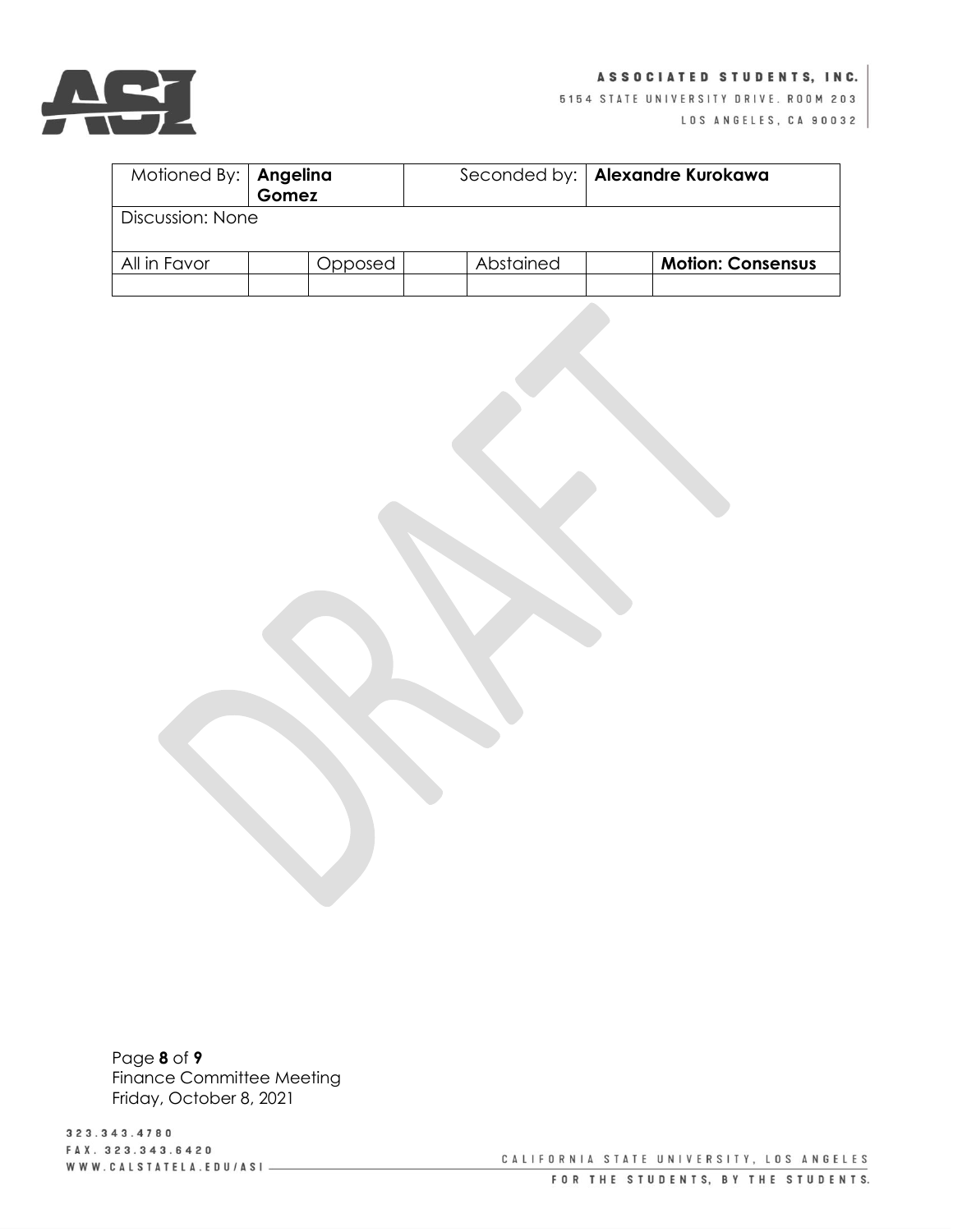| Motioned By: | **Angelina Gomez** | | Seconded by: | **Alexandre Kurokawa** | |
|---|---|---|---|---|---|
| Discussion: None | | | | | |
| All in Favor | | Opposed | | Abstained | | **Motion: Consensus** |
| | | | | | | |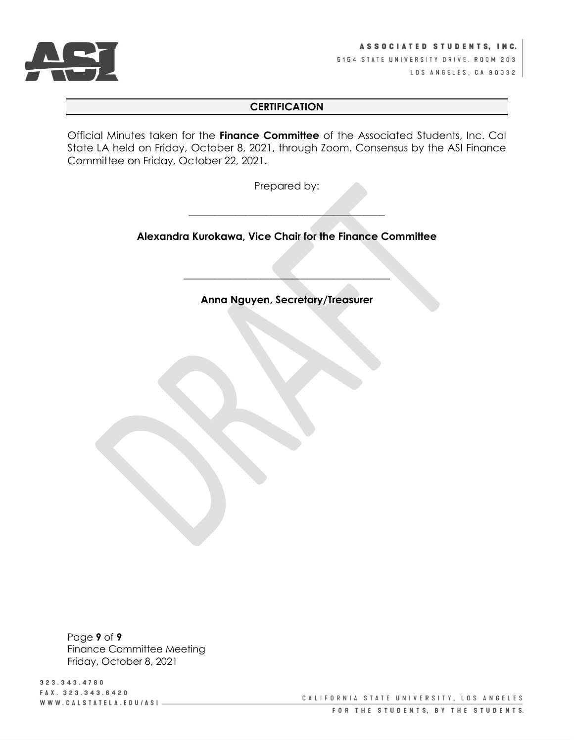## CERTIFICATION

Official Minutes taken for the **Finance Committee** of the Associated Students, Inc. Cal State LA held on Friday, October 8, 2021, through Zoom. Consensus by the ASI Finance Committee on Friday, October 22, 2021.

Prepared by:

\_\_\_\_\_\_\_\_\_\_\_\_\_\_\_\_\_\_\_\_\_\_\_\_\_\_\_\_\_\_\_\_\_\_\_\_\_\_\_\_

**Alexandra Kurokawa, Vice Chair for the Finance Committee**

\_\_\_\_\_\_\_\_\_\_\_\_\_\_\_\_\_\_\_\_\_\_\_\_\_\_\_\_\_\_\_\_\_\_\_\_\_\_\_\_

**Anna Nguyen, Secretary/Treasurer**